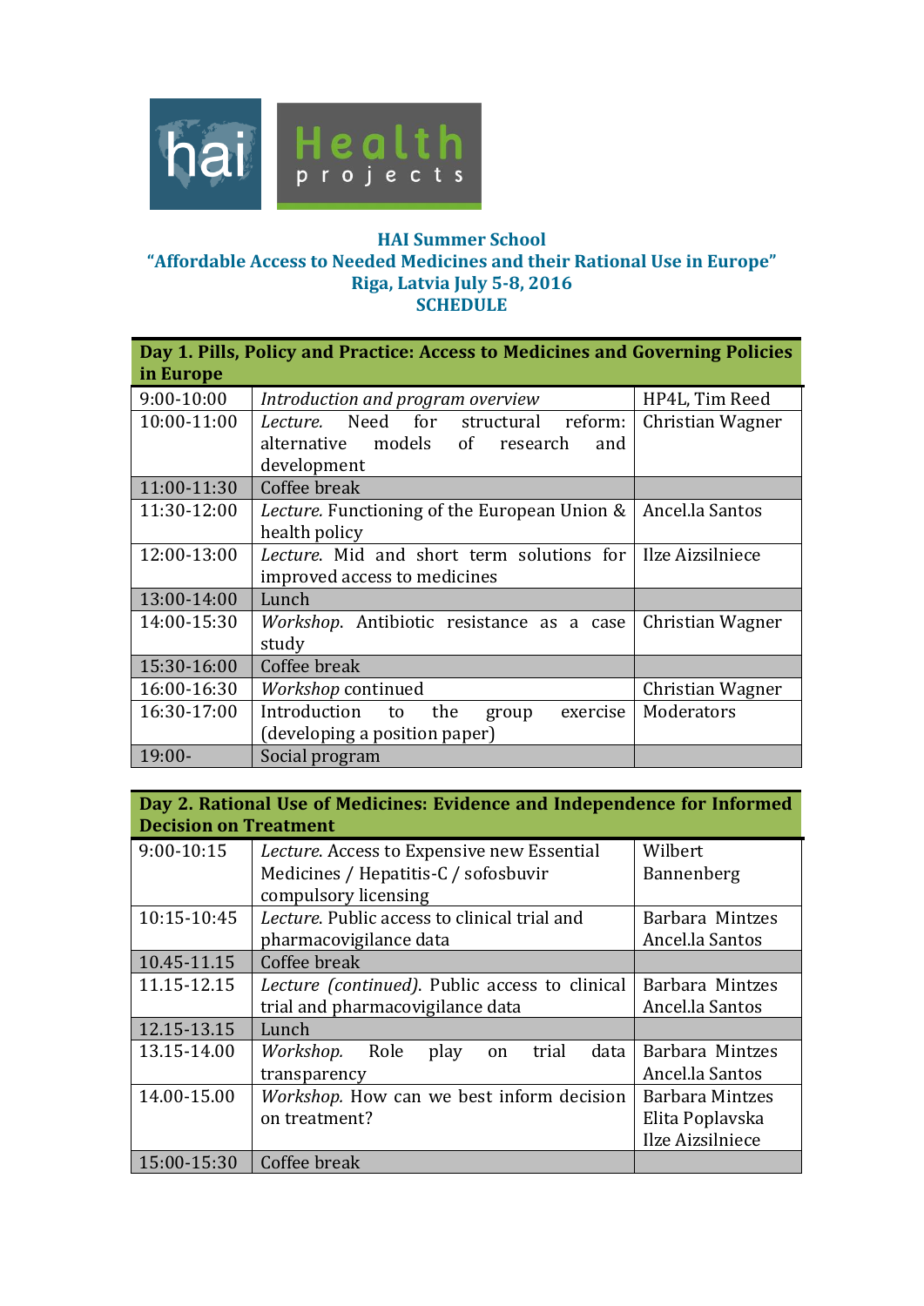# HAI Summer School

## "Affordable Access to Needed Medicines and their Rational Use in Europe"

## Riga, Latvia July 5-8, 2016

## SCHEDULE

| Day 1. Pills, Policy and Practice: Access to Medicines and Governing Policies in Europe | | |
|---|---|---|
| 9:00-10:00 | *Introduction and program overview* | HP4L, Tim Reed |
| 10:00-11:00 | *Lecture.* Need for structural reform: alternative models of research and development | Christian Wagner |
| 11:00-11:30 | Coffee break | |
| 11:30-12:00 | *Lecture.* Functioning of the European Union & health policy | Ancel.la Santos |
| 12:00-13:00 | *Lecture.* Mid and short term solutions for improved access to medicines | Ilze Aizsilniece |
| 13:00-14:00 | Lunch | |
| 14:00-15:30 | *Workshop.* Antibiotic resistance as a case study | Christian Wagner |
| 15:30-16:00 | Coffee break | |
| 16:00-16:30 | *Workshop* continued | Christian Wagner |
| 16:30-17:00 | Introduction to the group exercise (developing a position paper) | Moderators |
| 19:00- | Social program | |

| Day 2. Rational Use of Medicines: Evidence and Independence for Informed Decision on Treatment | | |
|---|---|---|
| 9:00-10:15 | *Lecture.* Access to Expensive new Essential Medicines / Hepatitis-C / sofosbuvir compulsory licensing | Wilbert Bannenberg |
| 10:15-10:45 | *Lecture.* Public access to clinical trial and pharmacovigilance data | Barbara Mintzes<br>Ancel.la Santos |
| 10.45-11.15 | Coffee break | |
| 11.15-12.15 | *Lecture (continued).* Public access to clinical trial and pharmacovigilance data | Barbara Mintzes<br>Ancel.la Santos |
| 12.15-13.15 | Lunch | |
| 13.15-14.00 | *Workshop.* Role play on trial data transparency | Barbara Mintzes<br>Ancel.la Santos |
| 14.00-15.00 | *Workshop.* How can we best inform decision on treatment? | Barbara Mintzes<br>Elita Poplavska<br>Ilze Aizsilniece |
| 15:00-15:30 | Coffee break | |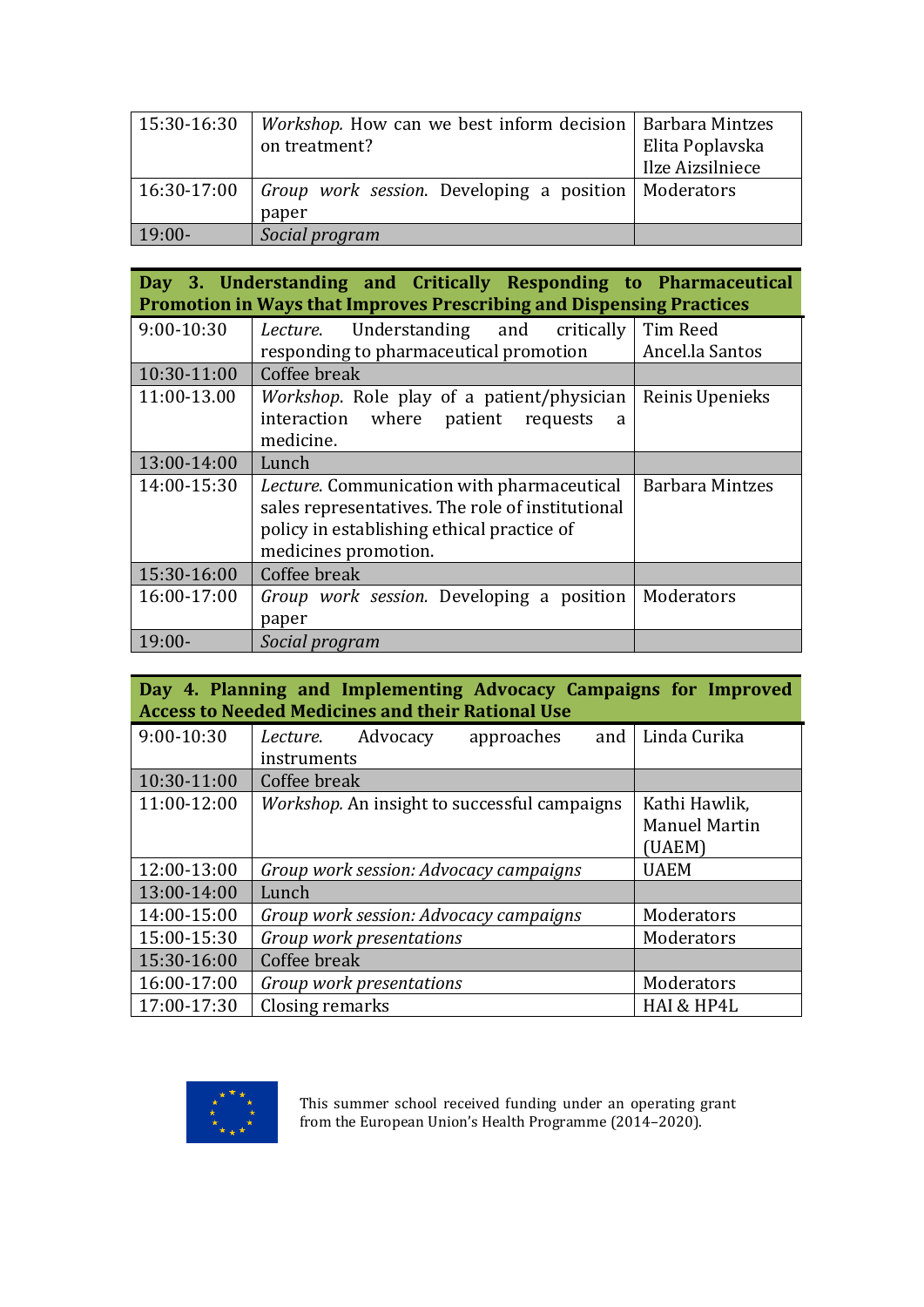| | | |
|---|---|---|
| 15:30-16:30 | *Workshop.* How can we best inform decision on treatment? | Barbara Mintzes<br>Elita Poplavska<br>Ilze Aizsilniece |
| 16:30-17:00 | *Group work session.* Developing a position paper | Moderators |
| 19:00- | *Social program* | |

| Day 3. Understanding and Critically Responding to Pharmaceutical Promotion in Ways that Improves Prescribing and Dispensing Practices | | |
|---|---|---|
| 9:00-10:30 | *Lecture.* Understanding and critically responding to pharmaceutical promotion | Tim Reed<br>Ancel.la Santos |
| 10:30-11:00 | Coffee break | |
| 11:00-13.00 | *Workshop.* Role play of a patient/physician interaction where patient requests a medicine. | Reinis Upenieks |
| 13:00-14:00 | Lunch | |
| 14:00-15:30 | *Lecture.* Communication with pharmaceutical sales representatives. The role of institutional policy in establishing ethical practice of medicines promotion. | Barbara Mintzes |
| 15:30-16:00 | Coffee break | |
| 16:00-17:00 | *Group work session.* Developing a position paper | Moderators |
| 19:00- | *Social program* | |

| Day 4. Planning and Implementing Advocacy Campaigns for Improved Access to Needed Medicines and their Rational Use | | |
|---|---|---|
| 9:00-10:30 | *Lecture.* Advocacy approaches and instruments | Linda Curika |
| 10:30-11:00 | Coffee break | |
| 11:00-12:00 | *Workshop.* An insight to successful campaigns | Kathi Hawlik,<br>Manuel Martin (UAEM) |
| 12:00-13:00 | *Group work session: Advocacy campaigns* | UAEM |
| 13:00-14:00 | Lunch | |
| 14:00-15:00 | *Group work session: Advocacy campaigns* | Moderators |
| 15:00-15:30 | *Group work presentations* | Moderators |
| 15:30-16:00 | Coffee break | |
| 16:00-17:00 | *Group work presentations* | Moderators |
| 17:00-17:30 | Closing remarks | HAI & HP4L |

This summer school received funding under an operating grant from the European Union's Health Programme (2014–2020).